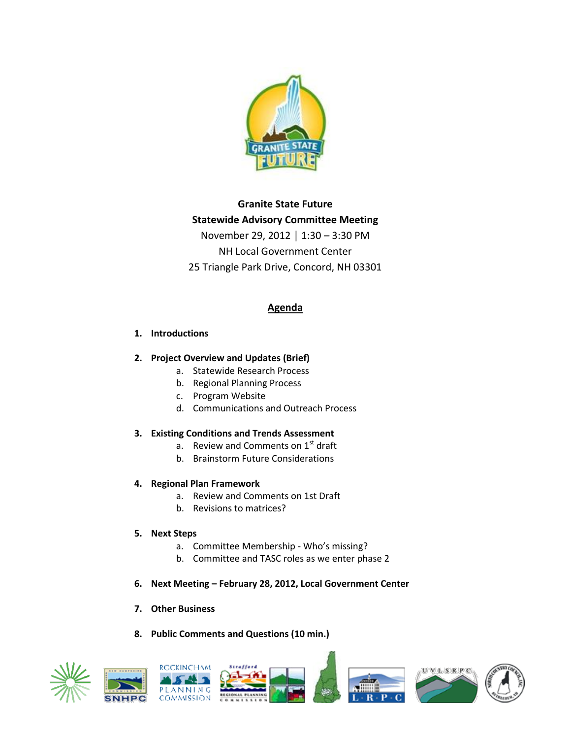**Granite State Future**

**Statewide Advisory Committee Meeting**

November 29, 2012 | 1:30 – 3:30 PM

NH Local Government Center

25 Triangle Park Drive, Concord, NH 03301

## Agenda

1. **Introductions**

2. **Project Overview and Updates (Brief)**
   a. Statewide Research Process
   b. Regional Planning Process
   c. Program Website
   d. Communications and Outreach Process

3. **Existing Conditions and Trends Assessment**
   a. Review and Comments on 1st draft
   b. Brainstorm Future Considerations

4. **Regional Plan Framework**
   a. Review and Comments on 1st Draft
   b. Revisions to matrices?

5. **Next Steps**
   a. Committee Membership - Who's missing?
   b. Committee and TASC roles as we enter phase 2

6. **Next Meeting – February 28, 2012, Local Government Center**

7. **Other Business**

8. **Public Comments and Questions (10 min.)**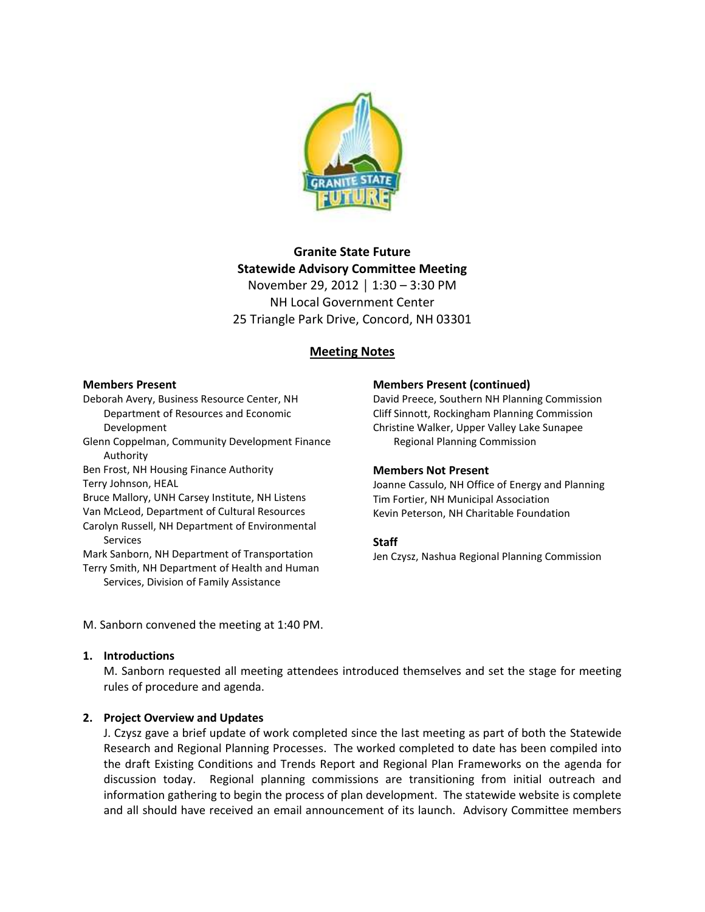**Granite State Future**
**Statewide Advisory Committee Meeting**
November 29, 2012 | 1:30 – 3:30 PM
NH Local Government Center
25 Triangle Park Drive, Concord, NH 03301

## Meeting Notes

**Members Present**

Deborah Avery, Business Resource Center, NH Department of Resources and Economic Development
Glenn Coppelman, Community Development Finance Authority
Ben Frost, NH Housing Finance Authority
Terry Johnson, HEAL
Bruce Mallory, UNH Carsey Institute, NH Listens
Van McLeod, Department of Cultural Resources
Carolyn Russell, NH Department of Environmental Services
Mark Sanborn, NH Department of Transportation
Terry Smith, NH Department of Health and Human Services, Division of Family Assistance

**Members Present (continued)**

David Preece, Southern NH Planning Commission
Cliff Sinnott, Rockingham Planning Commission
Christine Walker, Upper Valley Lake Sunapee Regional Planning Commission

**Members Not Present**

Joanne Cassulo, NH Office of Energy and Planning
Tim Fortier, NH Municipal Association
Kevin Peterson, NH Charitable Foundation

**Staff**

Jen Czysz, Nashua Regional Planning Commission

M. Sanborn convened the meeting at 1:40 PM.

1. **Introductions**

   M. Sanborn requested all meeting attendees introduced themselves and set the stage for meeting rules of procedure and agenda.

2. **Project Overview and Updates**

   J. Czysz gave a brief update of work completed since the last meeting as part of both the Statewide Research and Regional Planning Processes. The worked completed to date has been compiled into the draft Existing Conditions and Trends Report and Regional Plan Frameworks on the agenda for discussion today. Regional planning commissions are transitioning from initial outreach and information gathering to begin the process of plan development. The statewide website is complete and all should have received an email announcement of its launch. Advisory Committee members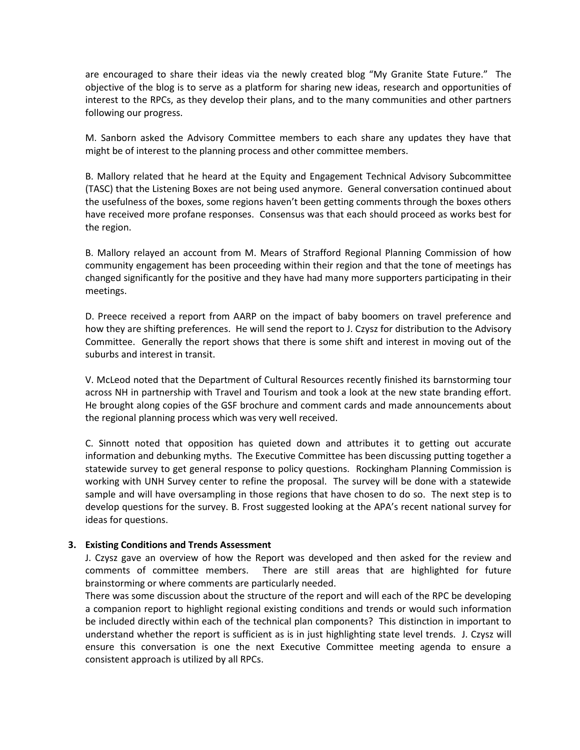are encouraged to share their ideas via the newly created blog "My Granite State Future." The objective of the blog is to serve as a platform for sharing new ideas, research and opportunities of interest to the RPCs, as they develop their plans, and to the many communities and other partners following our progress.

M. Sanborn asked the Advisory Committee members to each share any updates they have that might be of interest to the planning process and other committee members.

B. Mallory related that he heard at the Equity and Engagement Technical Advisory Subcommittee (TASC) that the Listening Boxes are not being used anymore. General conversation continued about the usefulness of the boxes, some regions haven't been getting comments through the boxes others have received more profane responses. Consensus was that each should proceed as works best for the region.

B. Mallory relayed an account from M. Mears of Strafford Regional Planning Commission of how community engagement has been proceeding within their region and that the tone of meetings has changed significantly for the positive and they have had many more supporters participating in their meetings.

D. Preece received a report from AARP on the impact of baby boomers on travel preference and how they are shifting preferences. He will send the report to J. Czysz for distribution to the Advisory Committee. Generally the report shows that there is some shift and interest in moving out of the suburbs and interest in transit.

V. McLeod noted that the Department of Cultural Resources recently finished its barnstorming tour across NH in partnership with Travel and Tourism and took a look at the new state branding effort. He brought along copies of the GSF brochure and comment cards and made announcements about the regional planning process which was very well received.

C. Sinnott noted that opposition has quieted down and attributes it to getting out accurate information and debunking myths. The Executive Committee has been discussing putting together a statewide survey to get general response to policy questions. Rockingham Planning Commission is working with UNH Survey center to refine the proposal. The survey will be done with a statewide sample and will have oversampling in those regions that have chosen to do so. The next step is to develop questions for the survey. B. Frost suggested looking at the APA's recent national survey for ideas for questions.

**3. Existing Conditions and Trends Assessment**

J. Czysz gave an overview of how the Report was developed and then asked for the review and comments of committee members. There are still areas that are highlighted for future brainstorming or where comments are particularly needed.

There was some discussion about the structure of the report and will each of the RPC be developing a companion report to highlight regional existing conditions and trends or would such information be included directly within each of the technical plan components? This distinction in important to understand whether the report is sufficient as is in just highlighting state level trends. J. Czysz will ensure this conversation is one the next Executive Committee meeting agenda to ensure a consistent approach is utilized by all RPCs.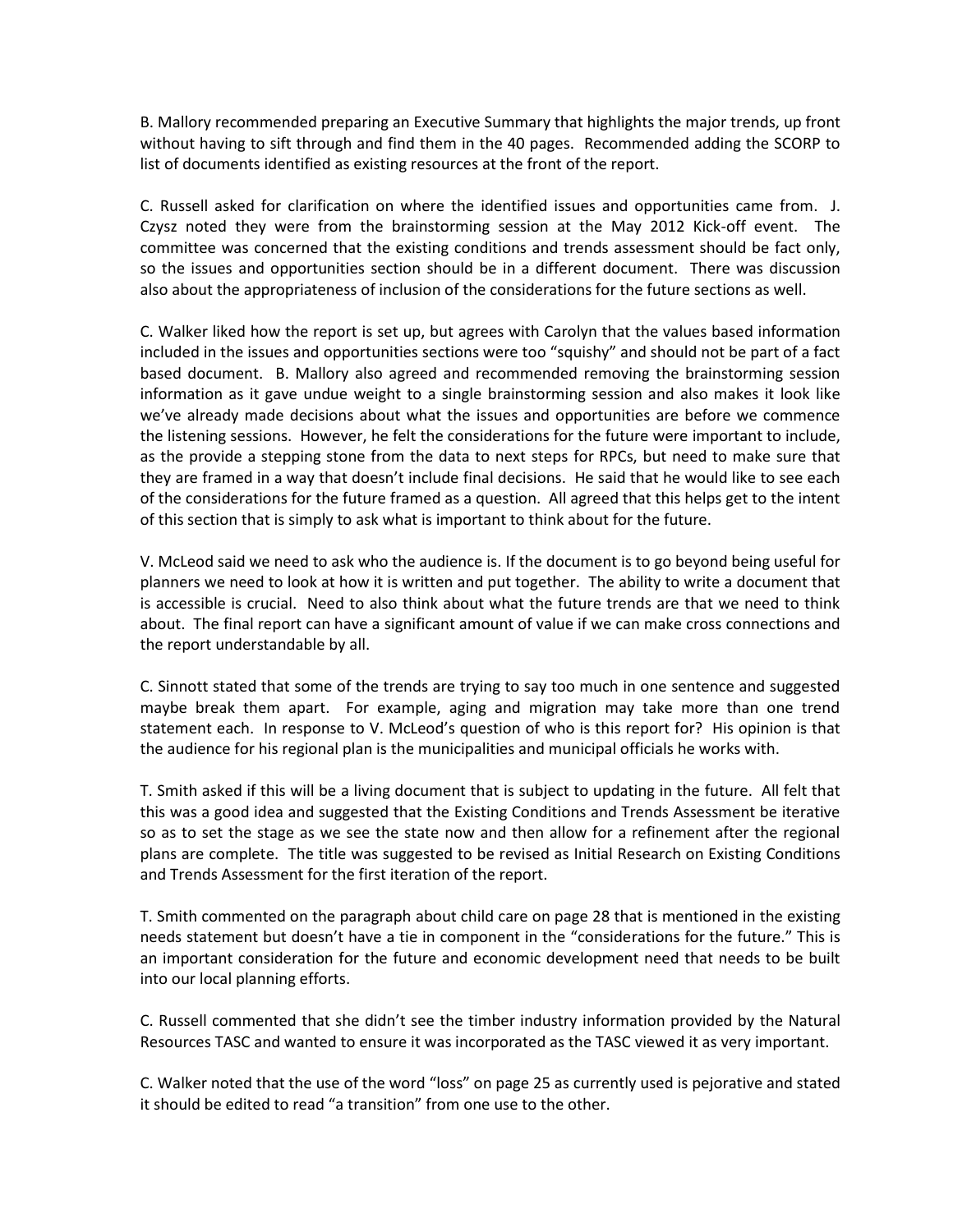B. Mallory recommended preparing an Executive Summary that highlights the major trends, up front without having to sift through and find them in the 40 pages. Recommended adding the SCORP to list of documents identified as existing resources at the front of the report.

C. Russell asked for clarification on where the identified issues and opportunities came from. J. Czysz noted they were from the brainstorming session at the May 2012 Kick-off event. The committee was concerned that the existing conditions and trends assessment should be fact only, so the issues and opportunities section should be in a different document. There was discussion also about the appropriateness of inclusion of the considerations for the future sections as well.

C. Walker liked how the report is set up, but agrees with Carolyn that the values based information included in the issues and opportunities sections were too "squishy" and should not be part of a fact based document. B. Mallory also agreed and recommended removing the brainstorming session information as it gave undue weight to a single brainstorming session and also makes it look like we've already made decisions about what the issues and opportunities are before we commence the listening sessions. However, he felt the considerations for the future were important to include, as the provide a stepping stone from the data to next steps for RPCs, but need to make sure that they are framed in a way that doesn't include final decisions. He said that he would like to see each of the considerations for the future framed as a question. All agreed that this helps get to the intent of this section that is simply to ask what is important to think about for the future.

V. McLeod said we need to ask who the audience is. If the document is to go beyond being useful for planners we need to look at how it is written and put together. The ability to write a document that is accessible is crucial. Need to also think about what the future trends are that we need to think about. The final report can have a significant amount of value if we can make cross connections and the report understandable by all.

C. Sinnott stated that some of the trends are trying to say too much in one sentence and suggested maybe break them apart. For example, aging and migration may take more than one trend statement each. In response to V. McLeod's question of who is this report for? His opinion is that the audience for his regional plan is the municipalities and municipal officials he works with.

T. Smith asked if this will be a living document that is subject to updating in the future. All felt that this was a good idea and suggested that the Existing Conditions and Trends Assessment be iterative so as to set the stage as we see the state now and then allow for a refinement after the regional plans are complete. The title was suggested to be revised as Initial Research on Existing Conditions and Trends Assessment for the first iteration of the report.

T. Smith commented on the paragraph about child care on page 28 that is mentioned in the existing needs statement but doesn't have a tie in component in the "considerations for the future." This is an important consideration for the future and economic development need that needs to be built into our local planning efforts.

C. Russell commented that she didn't see the timber industry information provided by the Natural Resources TASC and wanted to ensure it was incorporated as the TASC viewed it as very important.

C. Walker noted that the use of the word "loss" on page 25 as currently used is pejorative and stated it should be edited to read "a transition" from one use to the other.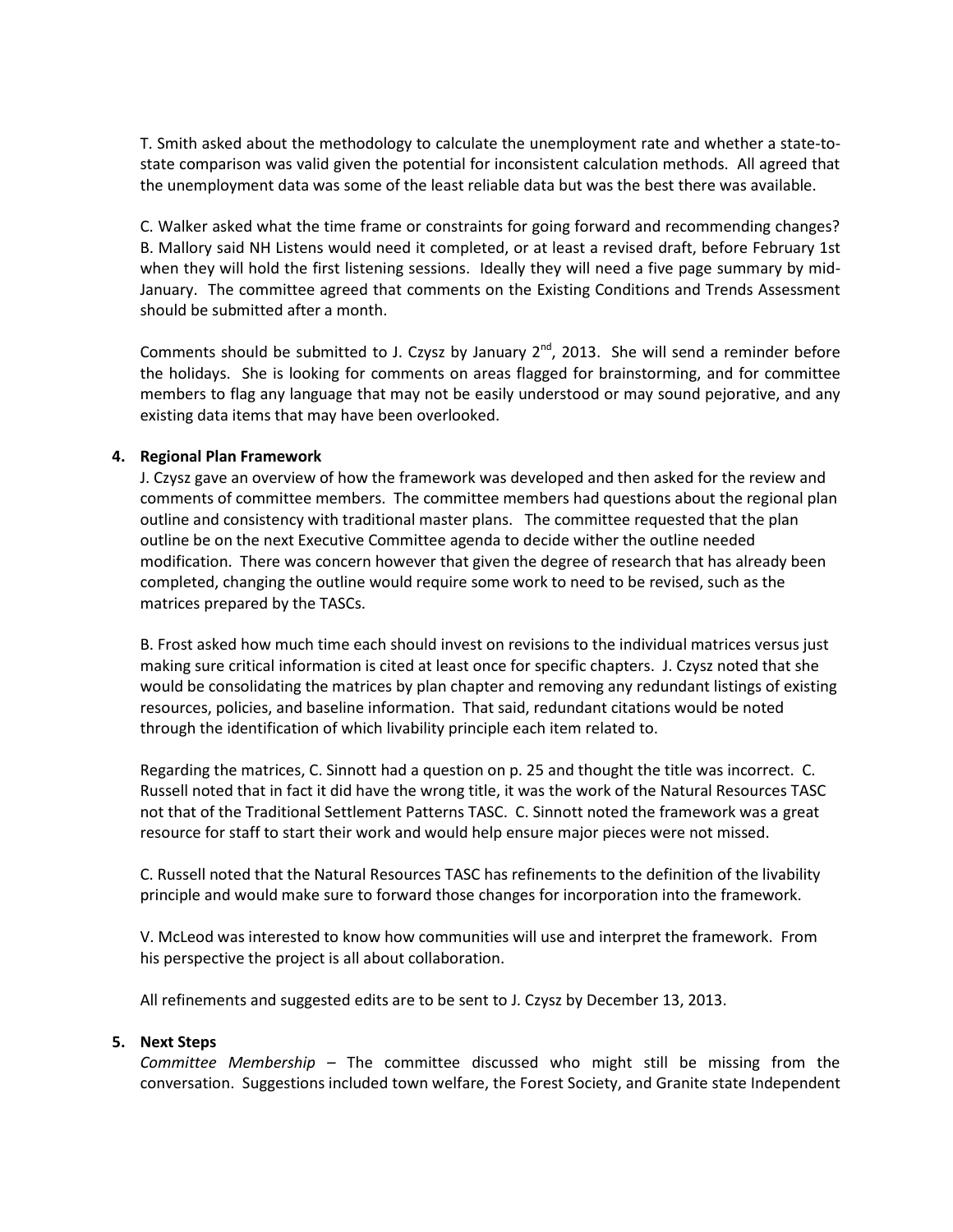T. Smith asked about the methodology to calculate the unemployment rate and whether a state-to-state comparison was valid given the potential for inconsistent calculation methods. All agreed that the unemployment data was some of the least reliable data but was the best there was available.

C. Walker asked what the time frame or constraints for going forward and recommending changes? B. Mallory said NH Listens would need it completed, or at least a revised draft, before February 1st when they will hold the first listening sessions. Ideally they will need a five page summary by mid-January. The committee agreed that comments on the Existing Conditions and Trends Assessment should be submitted after a month.

Comments should be submitted to J. Czysz by January 2nd, 2013. She will send a reminder before the holidays. She is looking for comments on areas flagged for brainstorming, and for committee members to flag any language that may not be easily understood or may sound pejorative, and any existing data items that may have been overlooked.

4. **Regional Plan Framework**

J. Czysz gave an overview of how the framework was developed and then asked for the review and comments of committee members. The committee members had questions about the regional plan outline and consistency with traditional master plans. The committee requested that the plan outline be on the next Executive Committee agenda to decide wither the outline needed modification. There was concern however that given the degree of research that has already been completed, changing the outline would require some work to need to be revised, such as the matrices prepared by the TASCs.

B. Frost asked how much time each should invest on revisions to the individual matrices versus just making sure critical information is cited at least once for specific chapters. J. Czysz noted that she would be consolidating the matrices by plan chapter and removing any redundant listings of existing resources, policies, and baseline information. That said, redundant citations would be noted through the identification of which livability principle each item related to.

Regarding the matrices, C. Sinnott had a question on p. 25 and thought the title was incorrect. C. Russell noted that in fact it did have the wrong title, it was the work of the Natural Resources TASC not that of the Traditional Settlement Patterns TASC. C. Sinnott noted the framework was a great resource for staff to start their work and would help ensure major pieces were not missed.

C. Russell noted that the Natural Resources TASC has refinements to the definition of the livability principle and would make sure to forward those changes for incorporation into the framework.

V. McLeod was interested to know how communities will use and interpret the framework. From his perspective the project is all about collaboration.

All refinements and suggested edits are to be sent to J. Czysz by December 13, 2013.

5. **Next Steps**

*Committee Membership* – The committee discussed who might still be missing from the conversation. Suggestions included town welfare, the Forest Society, and Granite state Independent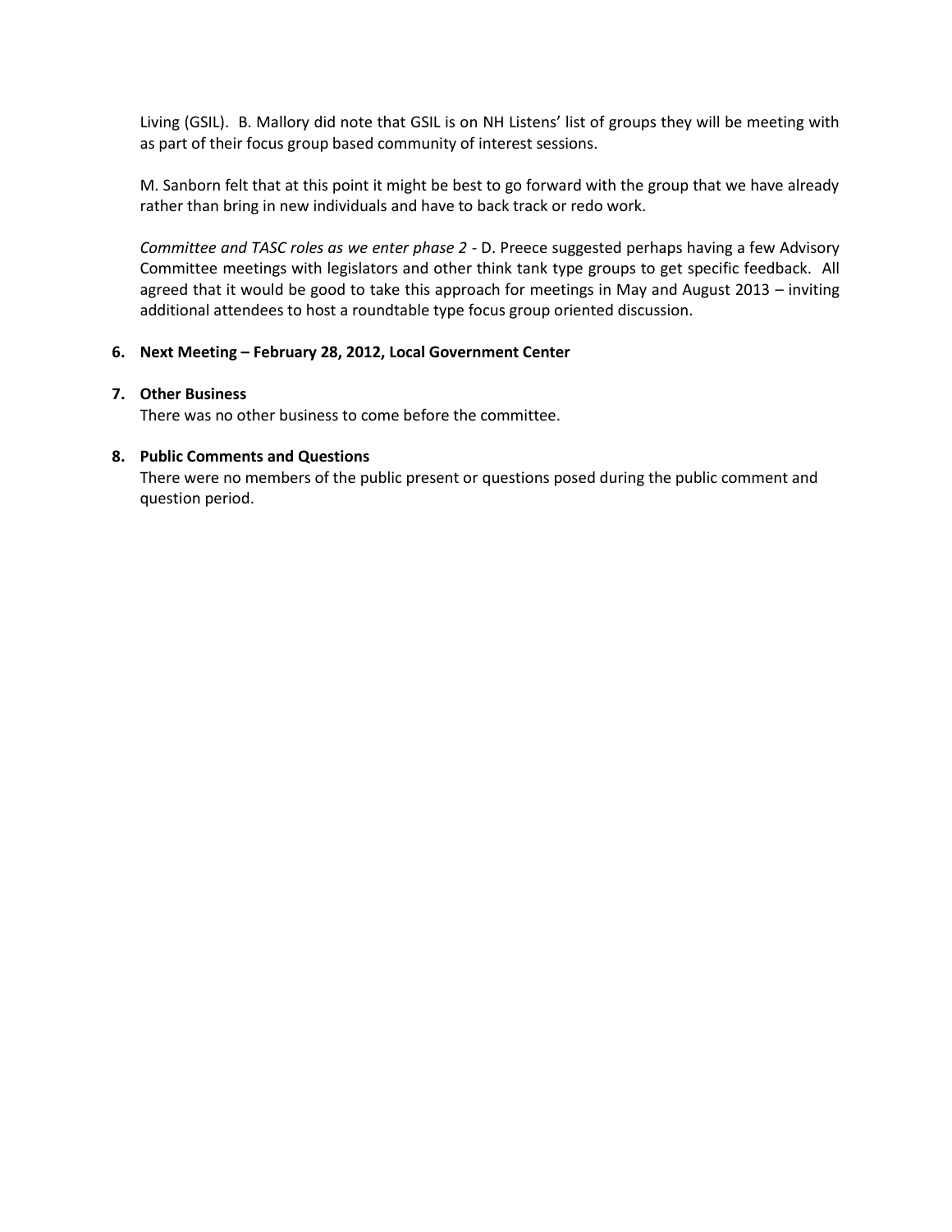Living (GSIL). B. Mallory did note that GSIL is on NH Listens' list of groups they will be meeting with as part of their focus group based community of interest sessions.

M. Sanborn felt that at this point it might be best to go forward with the group that we have already rather than bring in new individuals and have to back track or redo work.

*Committee and TASC roles as we enter phase 2* - D. Preece suggested perhaps having a few Advisory Committee meetings with legislators and other think tank type groups to get specific feedback. All agreed that it would be good to take this approach for meetings in May and August 2013 – inviting additional attendees to host a roundtable type focus group oriented discussion.

6. **Next Meeting – February 28, 2012, Local Government Center**

7. **Other Business**
   There was no other business to come before the committee.

8. **Public Comments and Questions**
   There were no members of the public present or questions posed during the public comment and question period.